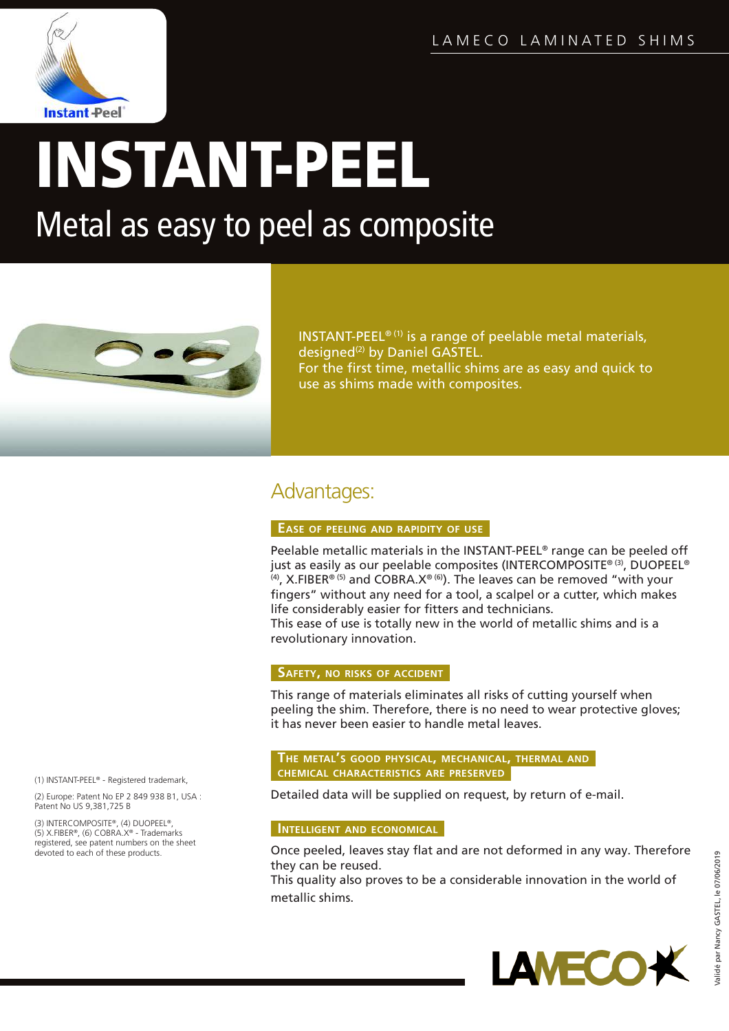LAMECO LAMINATED SHIMS

# INSTANT-PEEL

## Metal as easy to peel as composite

INSTANT-PEEL® (1) is a range of peelable metal materials, designed(2) by Daniel GASTEL.
For the first time, metallic shims are as easy and quick to use as shims made with composites.

## Advantages:

### Ease of peeling and rapidity of use

Peelable metallic materials in the INSTANT-PEEL® range can be peeled off just as easily as our peelable composites (INTERCOMPOSITE® (3), DUOPEEL® (4), X.FIBER® (5) and COBRA.X® (6)). The leaves can be removed "with your fingers" without any need for a tool, a scalpel or a cutter, which makes life considerably easier for fitters and technicians.
This ease of use is totally new in the world of metallic shims and is a revolutionary innovation.

### Safety, no risks of accident

This range of materials eliminates all risks of cutting yourself when peeling the shim. Therefore, there is no need to wear protective gloves; it has never been easier to handle metal leaves.

### The metal's good physical, mechanical, thermal and chemical characteristics are preserved

Detailed data will be supplied on request, by return of e-mail.

### Intelligent and economical

Once peeled, leaves stay flat and are not deformed in any way. Therefore they can be reused.
This quality also proves to be a considerable innovation in the world of metallic shims.

(1) INSTANT-PEEL® - Registered trademark,

(2) Europe: Patent No EP 2 849 938 B1, USA : Patent No US 9,381,725 B

(3) INTERCOMPOSITE®, (4) DUOPEEL®, (5) X.FIBER®, (6) COBRA.X® - Trademarks registered, see patent numbers on the sheet devoted to each of these products.

Validé par Nancy GASTEL, le 07/06/2019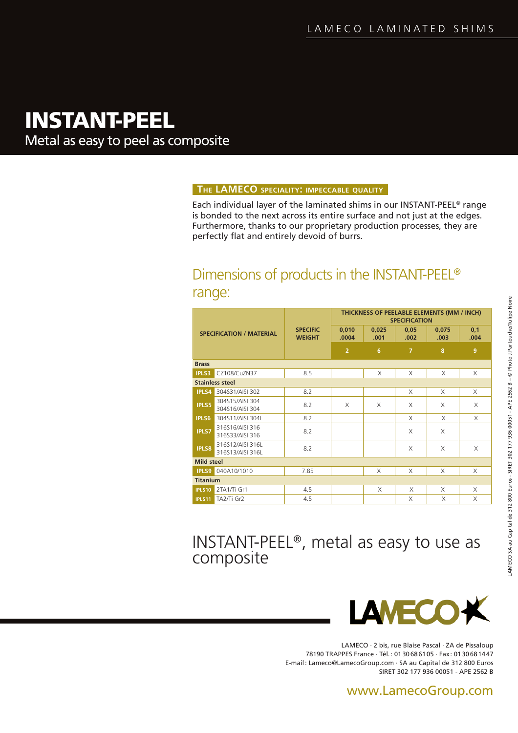# INSTANT-PEEL

Metal as easy to peel as composite

### THE LAMECO SPECIALITY: IMPECCABLE QUALITY

Each individual layer of the laminated shims in our INSTANT-PEEL® range is bonded to the next across its entire surface and not just at the edges. Furthermore, thanks to our proprietary production processes, they are perfectly flat and entirely devoid of burrs.

## Dimensions of products in the INSTANT-PEEL® range:

| SPECIFICATION / MATERIAL | | SPECIFIC WEIGHT | THICKNESS OF PEELABLE ELEMENTS (MM / INCH) SPECIFICATION | | | | |
|---|---|---|---|---|---|---|---|
| | | | 0,010 .0004 | 0,025 .001 | 0,05 .002 | 0,075 .003 | 0,1 .004 |
| | | | 2 | 6 | 7 | 8 | 9 |
| **Brass** | | | | | | | |
| IPLS3 | CZ108/CuZN37 | 8.5 | | X | X | X | X |
| **Stainless steel** | | | | | | | |
| IPLS4 | 304S31/AISI 302 | 8.2 | | | X | X | X |
| IPLS5 | 304S15/AISI 304 304S16/AISI 304 | 8.2 | X | X | X | X | X |
| IPLS6 | 304S11/AISI 304L | 8.2 | | | X | X | X |
| IPLS7 | 316S16/AISI 316 316S33/AISI 316 | 8.2 | | | X | X | |
| IPLS8 | 316S12/AISI 316L 316S13/AISI 316L | 8.2 | | | X | X | X |
| **Mild steel** | | | | | | | |
| IPLS9 | 040A10/1010 | 7.85 | | X | X | X | X |
| **Titanium** | | | | | | | |
| IPLS10 | 2TA1/Ti Gr1 | 4.5 | | X | X | X | X |
| IPLS11 | TA2/Ti Gr2 | 4.5 | | | X | X | X |

## INSTANT-PEEL®, metal as easy to use as composite

LAMECO

LAMECO · 2 bis, rue Blaise Pascal · ZA de Pissaloup
78190 TRAPPES France · Tél. : 01 30 68 61 05 · Fax : 01 30 68 14 47
E-mail : Lameco@LamecoGroup.com · SA au Capital de 312 800 Euros
SIRET 302 177 936 00051 - APE 2562 B

www.LamecoGroup.com

LAMECO SA au Capital de 312 800 Euros - SIRET 302 177 936 00051 - APE 2562 B – © Photo J.Partouche/Tulipe Noire